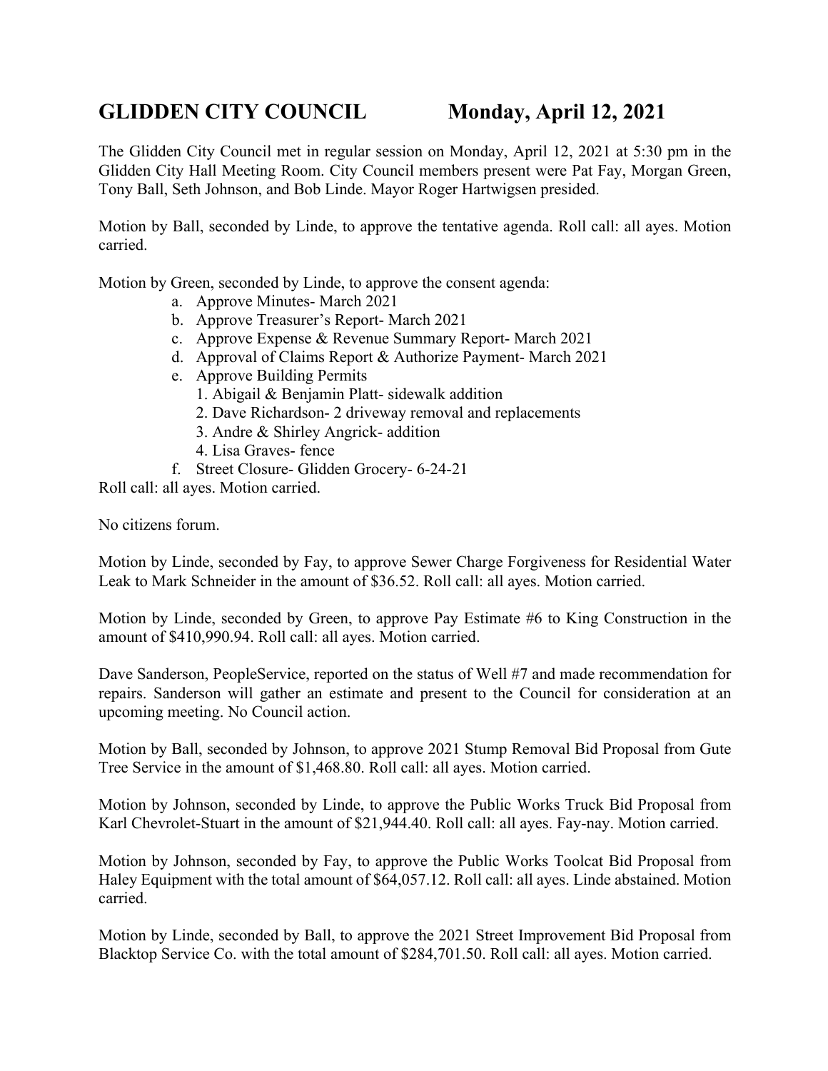# GLIDDEN CITY COUNCIL Monday, April 12, 2021

The Glidden City Council met in regular session on Monday, April 12, 2021 at 5:30 pm in the Glidden City Hall Meeting Room. City Council members present were Pat Fay, Morgan Green, Tony Ball, Seth Johnson, and Bob Linde. Mayor Roger Hartwigsen presided.

Motion by Ball, seconded by Linde, to approve the tentative agenda. Roll call: all ayes. Motion carried.

Motion by Green, seconded by Linde, to approve the consent agenda:

- a. Approve Minutes- March 2021
- b. Approve Treasurer's Report- March 2021
- c. Approve Expense & Revenue Summary Report- March 2021
- d. Approval of Claims Report & Authorize Payment- March 2021
- e. Approve Building Permits
    1. Abigail & Benjamin Platt- sidewalk addition
    2. Dave Richardson- 2 driveway removal and replacements
    3. Andre & Shirley Angrick- addition
    4. Lisa Graves- fence
- f. Street Closure- Glidden Grocery- 6-24-21

Roll call: all ayes. Motion carried.

No citizens forum.

Motion by Linde, seconded by Fay, to approve Sewer Charge Forgiveness for Residential Water Leak to Mark Schneider in the amount of $36.52. Roll call: all ayes. Motion carried.

Motion by Linde, seconded by Green, to approve Pay Estimate #6 to King Construction in the amount of $410,990.94. Roll call: all ayes. Motion carried.

Dave Sanderson, PeopleService, reported on the status of Well #7 and made recommendation for repairs. Sanderson will gather an estimate and present to the Council for consideration at an upcoming meeting. No Council action.

Motion by Ball, seconded by Johnson, to approve 2021 Stump Removal Bid Proposal from Gute Tree Service in the amount of $1,468.80. Roll call: all ayes. Motion carried.

Motion by Johnson, seconded by Linde, to approve the Public Works Truck Bid Proposal from Karl Chevrolet-Stuart in the amount of $21,944.40. Roll call: all ayes. Fay-nay. Motion carried.

Motion by Johnson, seconded by Fay, to approve the Public Works Toolcat Bid Proposal from Haley Equipment with the total amount of $64,057.12. Roll call: all ayes. Linde abstained. Motion carried.

Motion by Linde, seconded by Ball, to approve the 2021 Street Improvement Bid Proposal from Blacktop Service Co. with the total amount of $284,701.50. Roll call: all ayes. Motion carried.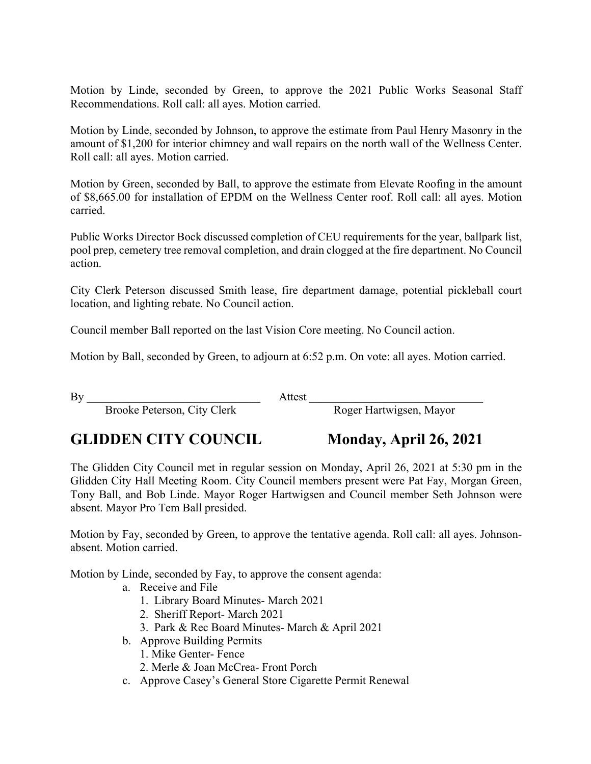Motion by Linde, seconded by Green, to approve the 2021 Public Works Seasonal Staff Recommendations. Roll call: all ayes. Motion carried.

Motion by Linde, seconded by Johnson, to approve the estimate from Paul Henry Masonry in the amount of $1,200 for interior chimney and wall repairs on the north wall of the Wellness Center. Roll call: all ayes. Motion carried.

Motion by Green, seconded by Ball, to approve the estimate from Elevate Roofing in the amount of $8,665.00 for installation of EPDM on the Wellness Center roof. Roll call: all ayes. Motion carried.

Public Works Director Bock discussed completion of CEU requirements for the year, ballpark list, pool prep, cemetery tree removal completion, and drain clogged at the fire department. No Council action.

City Clerk Peterson discussed Smith lease, fire department damage, potential pickleball court location, and lighting rebate. No Council action.

Council member Ball reported on the last Vision Core meeting. No Council action.

Motion by Ball, seconded by Green, to adjourn at 6:52 p.m. On vote: all ayes. Motion carried.

By ______________________________ Attest ______________________________

Brooke Peterson, City Clerk Roger Hartwigsen, Mayor

## GLIDDEN CITY COUNCIL Monday, April 26, 2021

The Glidden City Council met in regular session on Monday, April 26, 2021 at 5:30 pm in the Glidden City Hall Meeting Room. City Council members present were Pat Fay, Morgan Green, Tony Ball, and Bob Linde. Mayor Roger Hartwigsen and Council member Seth Johnson were absent. Mayor Pro Tem Ball presided.

Motion by Fay, seconded by Green, to approve the tentative agenda. Roll call: all ayes. Johnson-absent. Motion carried.

Motion by Linde, seconded by Fay, to approve the consent agenda:

a. Receive and File
   1. Library Board Minutes- March 2021
   2. Sheriff Report- March 2021
   3. Park & Rec Board Minutes- March & April 2021
b. Approve Building Permits
   1. Mike Genter- Fence
   2. Merle & Joan McCrea- Front Porch
c. Approve Casey's General Store Cigarette Permit Renewal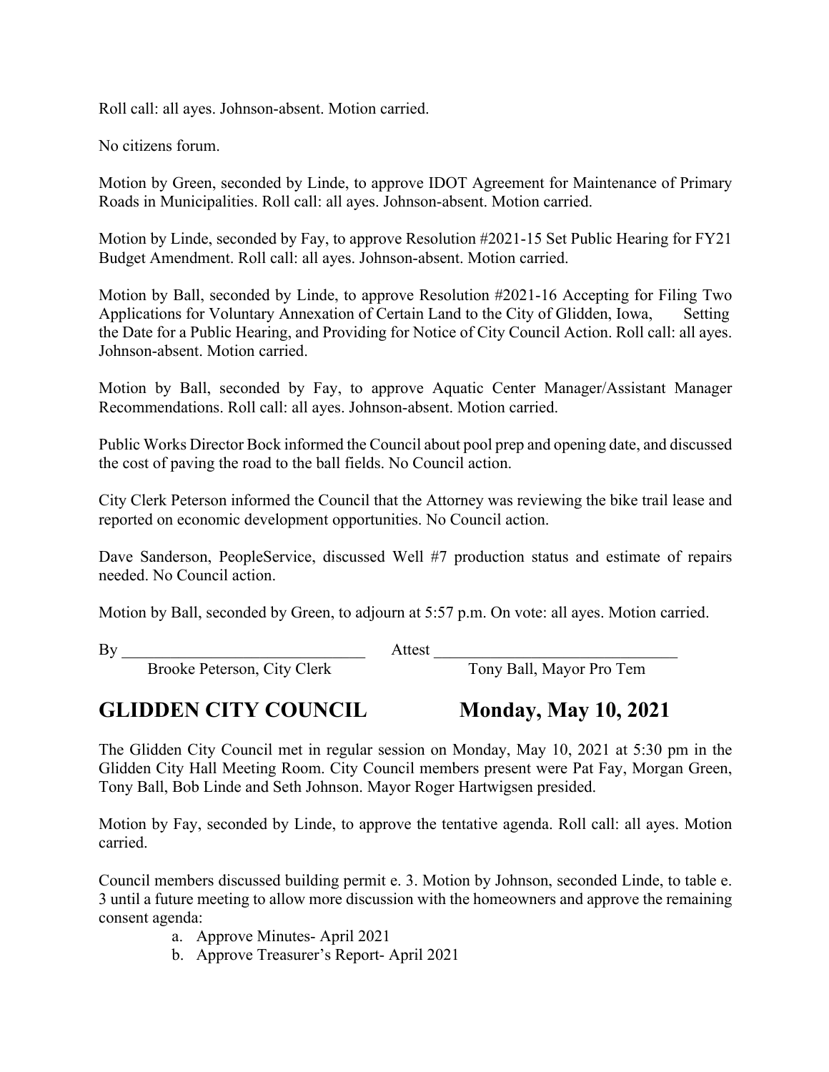Roll call: all ayes. Johnson-absent. Motion carried.

No citizens forum.

Motion by Green, seconded by Linde, to approve IDOT Agreement for Maintenance of Primary Roads in Municipalities. Roll call: all ayes. Johnson-absent. Motion carried.

Motion by Linde, seconded by Fay, to approve Resolution #2021-15 Set Public Hearing for FY21 Budget Amendment. Roll call: all ayes. Johnson-absent. Motion carried.

Motion by Ball, seconded by Linde, to approve Resolution #2021-16 Accepting for Filing Two Applications for Voluntary Annexation of Certain Land to the City of Glidden, Iowa, Setting the Date for a Public Hearing, and Providing for Notice of City Council Action. Roll call: all ayes. Johnson-absent. Motion carried.

Motion by Ball, seconded by Fay, to approve Aquatic Center Manager/Assistant Manager Recommendations. Roll call: all ayes. Johnson-absent. Motion carried.

Public Works Director Bock informed the Council about pool prep and opening date, and discussed the cost of paving the road to the ball fields. No Council action.

City Clerk Peterson informed the Council that the Attorney was reviewing the bike trail lease and reported on economic development opportunities. No Council action.

Dave Sanderson, PeopleService, discussed Well #7 production status and estimate of repairs needed. No Council action.

Motion by Ball, seconded by Green, to adjourn at 5:57 p.m. On vote: all ayes. Motion carried.

By ______________________________ Attest ______________________________

Brooke Peterson, City Clerk — Tony Ball, Mayor Pro Tem

## GLIDDEN CITY COUNCIL — Monday, May 10, 2021

The Glidden City Council met in regular session on Monday, May 10, 2021 at 5:30 pm in the Glidden City Hall Meeting Room. City Council members present were Pat Fay, Morgan Green, Tony Ball, Bob Linde and Seth Johnson. Mayor Roger Hartwigsen presided.

Motion by Fay, seconded by Linde, to approve the tentative agenda. Roll call: all ayes. Motion carried.

Council members discussed building permit e. 3. Motion by Johnson, seconded Linde, to table e. 3 until a future meeting to allow more discussion with the homeowners and approve the remaining consent agenda:

a. Approve Minutes- April 2021
b. Approve Treasurer's Report- April 2021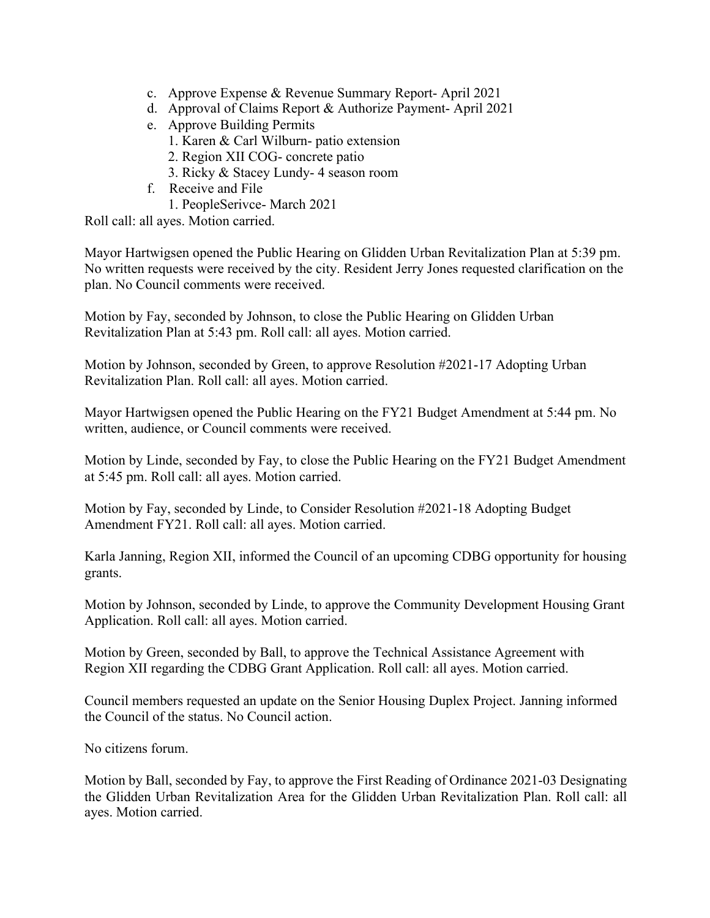c. Approve Expense & Revenue Summary Report- April 2021
d. Approval of Claims Report & Authorize Payment- April 2021
e. Approve Building Permits
    1. Karen & Carl Wilburn- patio extension
    2. Region XII COG- concrete patio
    3. Ricky & Stacey Lundy- 4 season room
f. Receive and File
    1. PeopleSerivce- March 2021

Roll call: all ayes. Motion carried.

Mayor Hartwigsen opened the Public Hearing on Glidden Urban Revitalization Plan at 5:39 pm. No written requests were received by the city. Resident Jerry Jones requested clarification on the plan. No Council comments were received.

Motion by Fay, seconded by Johnson, to close the Public Hearing on Glidden Urban Revitalization Plan at 5:43 pm. Roll call: all ayes. Motion carried.

Motion by Johnson, seconded by Green, to approve Resolution #2021-17 Adopting Urban Revitalization Plan. Roll call: all ayes. Motion carried.

Mayor Hartwigsen opened the Public Hearing on the FY21 Budget Amendment at 5:44 pm. No written, audience, or Council comments were received.

Motion by Linde, seconded by Fay, to close the Public Hearing on the FY21 Budget Amendment at 5:45 pm. Roll call: all ayes. Motion carried.

Motion by Fay, seconded by Linde, to Consider Resolution #2021-18 Adopting Budget Amendment FY21. Roll call: all ayes. Motion carried.

Karla Janning, Region XII, informed the Council of an upcoming CDBG opportunity for housing grants.

Motion by Johnson, seconded by Linde, to approve the Community Development Housing Grant Application. Roll call: all ayes. Motion carried.

Motion by Green, seconded by Ball, to approve the Technical Assistance Agreement with Region XII regarding the CDBG Grant Application. Roll call: all ayes. Motion carried.

Council members requested an update on the Senior Housing Duplex Project. Janning informed the Council of the status. No Council action.

No citizens forum.

Motion by Ball, seconded by Fay, to approve the First Reading of Ordinance 2021-03 Designating the Glidden Urban Revitalization Area for the Glidden Urban Revitalization Plan. Roll call: all ayes. Motion carried.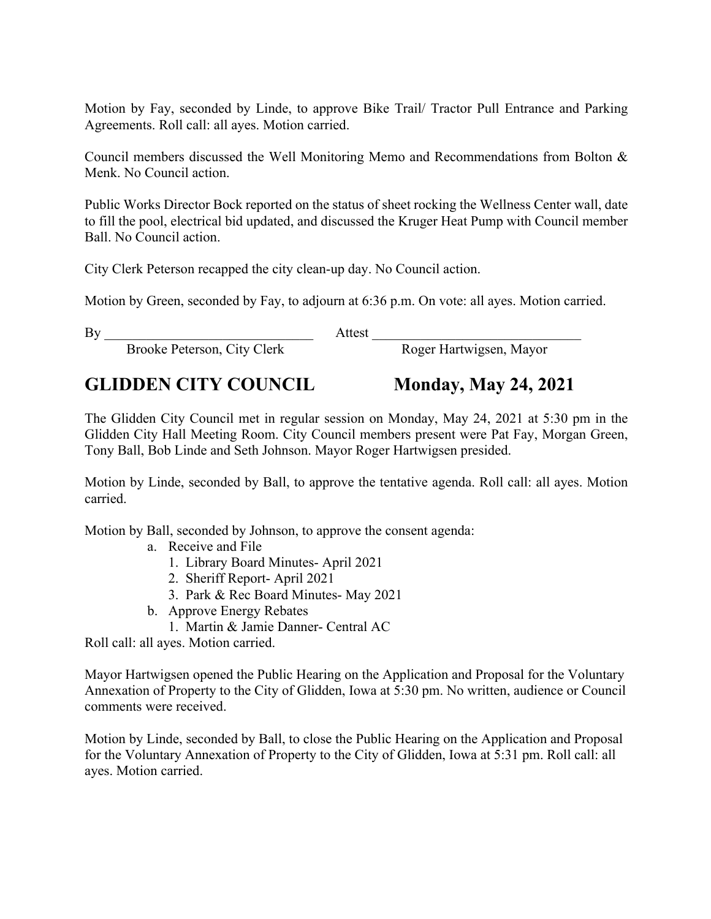Motion by Fay, seconded by Linde, to approve Bike Trail/ Tractor Pull Entrance and Parking Agreements. Roll call: all ayes. Motion carried.

Council members discussed the Well Monitoring Memo and Recommendations from Bolton & Menk. No Council action.

Public Works Director Bock reported on the status of sheet rocking the Wellness Center wall, date to fill the pool, electrical bid updated, and discussed the Kruger Heat Pump with Council member Ball. No Council action.

City Clerk Peterson recapped the city clean-up day. No Council action.

Motion by Green, seconded by Fay, to adjourn at 6:36 p.m. On vote: all ayes. Motion carried.

By ______________________________ Attest ______________________________

Brooke Peterson, City Clerk Roger Hartwigsen, Mayor

## GLIDDEN CITY COUNCIL Monday, May 24, 2021

The Glidden City Council met in regular session on Monday, May 24, 2021 at 5:30 pm in the Glidden City Hall Meeting Room. City Council members present were Pat Fay, Morgan Green, Tony Ball, Bob Linde and Seth Johnson. Mayor Roger Hartwigsen presided.

Motion by Linde, seconded by Ball, to approve the tentative agenda. Roll call: all ayes. Motion carried.

Motion by Ball, seconded by Johnson, to approve the consent agenda:

a. Receive and File
   1. Library Board Minutes- April 2021
   2. Sheriff Report- April 2021
   3. Park & Rec Board Minutes- May 2021
b. Approve Energy Rebates
   1. Martin & Jamie Danner- Central AC

Roll call: all ayes. Motion carried.

Mayor Hartwigsen opened the Public Hearing on the Application and Proposal for the Voluntary Annexation of Property to the City of Glidden, Iowa at 5:30 pm. No written, audience or Council comments were received.

Motion by Linde, seconded by Ball, to close the Public Hearing on the Application and Proposal for the Voluntary Annexation of Property to the City of Glidden, Iowa at 5:31 pm. Roll call: all ayes. Motion carried.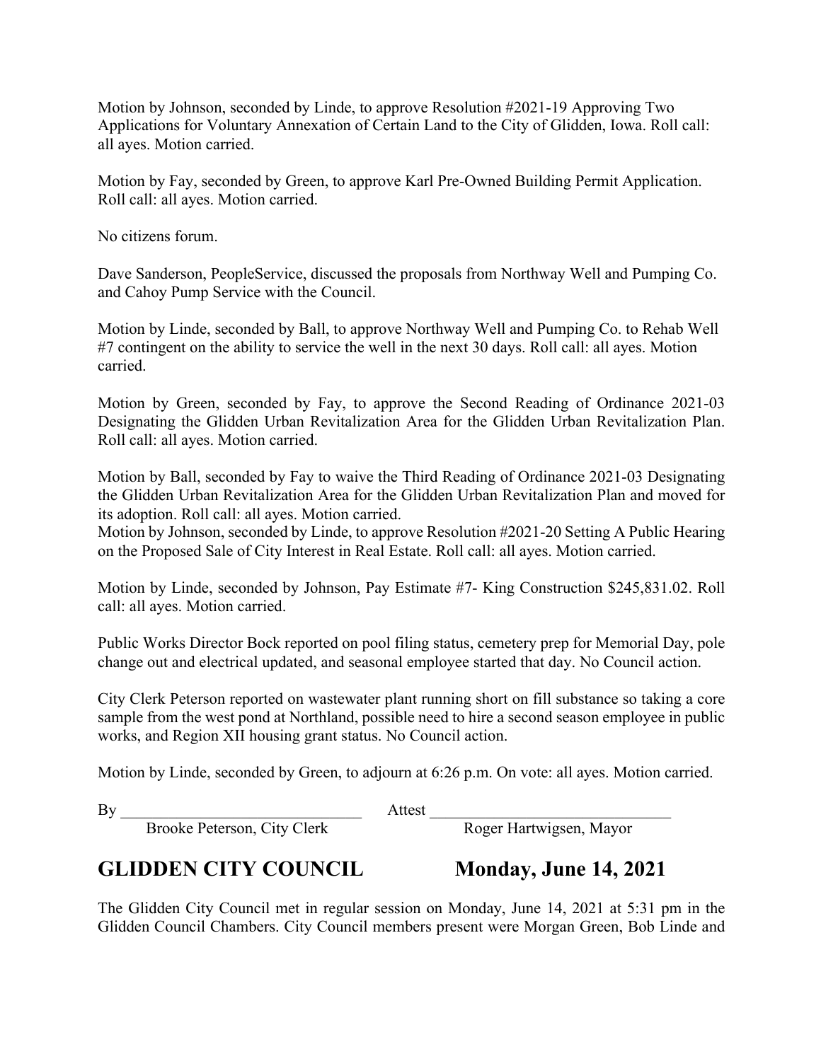Motion by Johnson, seconded by Linde, to approve Resolution #2021-19 Approving Two Applications for Voluntary Annexation of Certain Land to the City of Glidden, Iowa. Roll call: all ayes. Motion carried.

Motion by Fay, seconded by Green, to approve Karl Pre-Owned Building Permit Application. Roll call: all ayes. Motion carried.

No citizens forum.

Dave Sanderson, PeopleService, discussed the proposals from Northway Well and Pumping Co. and Cahoy Pump Service with the Council.

Motion by Linde, seconded by Ball, to approve Northway Well and Pumping Co. to Rehab Well #7 contingent on the ability to service the well in the next 30 days. Roll call: all ayes. Motion carried.

Motion by Green, seconded by Fay, to approve the Second Reading of Ordinance 2021-03 Designating the Glidden Urban Revitalization Area for the Glidden Urban Revitalization Plan. Roll call: all ayes. Motion carried.

Motion by Ball, seconded by Fay to waive the Third Reading of Ordinance 2021-03 Designating the Glidden Urban Revitalization Area for the Glidden Urban Revitalization Plan and moved for its adoption. Roll call: all ayes. Motion carried.
Motion by Johnson, seconded by Linde, to approve Resolution #2021-20 Setting A Public Hearing on the Proposed Sale of City Interest in Real Estate. Roll call: all ayes. Motion carried.

Motion by Linde, seconded by Johnson, Pay Estimate #7- King Construction $245,831.02. Roll call: all ayes. Motion carried.

Public Works Director Bock reported on pool filing status, cemetery prep for Memorial Day, pole change out and electrical updated, and seasonal employee started that day. No Council action.

City Clerk Peterson reported on wastewater plant running short on fill substance so taking a core sample from the west pond at Northland, possible need to hire a second season employee in public works, and Region XII housing grant status. No Council action.

Motion by Linde, seconded by Green, to adjourn at 6:26 p.m. On vote: all ayes. Motion carried.

By ______________________________ Attest ______________________________
Brooke Peterson, City Clerk Roger Hartwigsen, Mayor

## GLIDDEN CITY COUNCIL Monday, June 14, 2021

The Glidden City Council met in regular session on Monday, June 14, 2021 at 5:31 pm in the Glidden Council Chambers. City Council members present were Morgan Green, Bob Linde and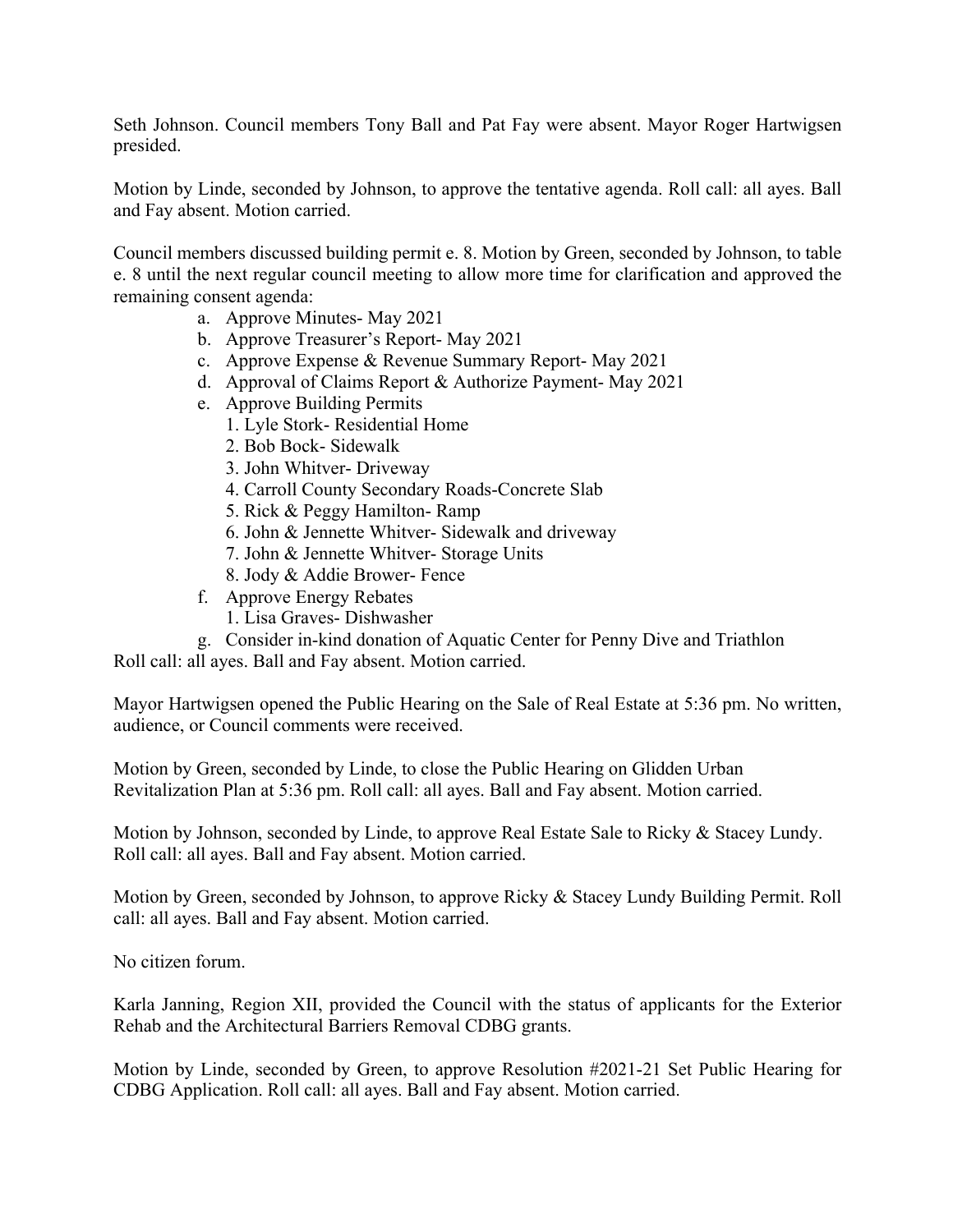Seth Johnson. Council members Tony Ball and Pat Fay were absent. Mayor Roger Hartwigsen presided.

Motion by Linde, seconded by Johnson, to approve the tentative agenda. Roll call: all ayes. Ball and Fay absent. Motion carried.

Council members discussed building permit e. 8. Motion by Green, seconded by Johnson, to table e. 8 until the next regular council meeting to allow more time for clarification and approved the remaining consent agenda:

a. Approve Minutes- May 2021
b. Approve Treasurer's Report- May 2021
c. Approve Expense & Revenue Summary Report- May 2021
d. Approval of Claims Report & Authorize Payment- May 2021
e. Approve Building Permits
    1. Lyle Stork- Residential Home
    2. Bob Bock- Sidewalk
    3. John Whitver- Driveway
    4. Carroll County Secondary Roads-Concrete Slab
    5. Rick & Peggy Hamilton- Ramp
    6. John & Jennette Whitver- Sidewalk and driveway
    7. John & Jennette Whitver- Storage Units
    8. Jody & Addie Brower- Fence
f. Approve Energy Rebates
    1. Lisa Graves- Dishwasher
g. Consider in-kind donation of Aquatic Center for Penny Dive and Triathlon

Roll call: all ayes. Ball and Fay absent. Motion carried.

Mayor Hartwigsen opened the Public Hearing on the Sale of Real Estate at 5:36 pm. No written, audience, or Council comments were received.

Motion by Green, seconded by Linde, to close the Public Hearing on Glidden Urban Revitalization Plan at 5:36 pm. Roll call: all ayes. Ball and Fay absent. Motion carried.

Motion by Johnson, seconded by Linde, to approve Real Estate Sale to Ricky & Stacey Lundy. Roll call: all ayes. Ball and Fay absent. Motion carried.

Motion by Green, seconded by Johnson, to approve Ricky & Stacey Lundy Building Permit. Roll call: all ayes. Ball and Fay absent. Motion carried.

No citizen forum.

Karla Janning, Region XII, provided the Council with the status of applicants for the Exterior Rehab and the Architectural Barriers Removal CDBG grants.

Motion by Linde, seconded by Green, to approve Resolution #2021-21 Set Public Hearing for CDBG Application. Roll call: all ayes. Ball and Fay absent. Motion carried.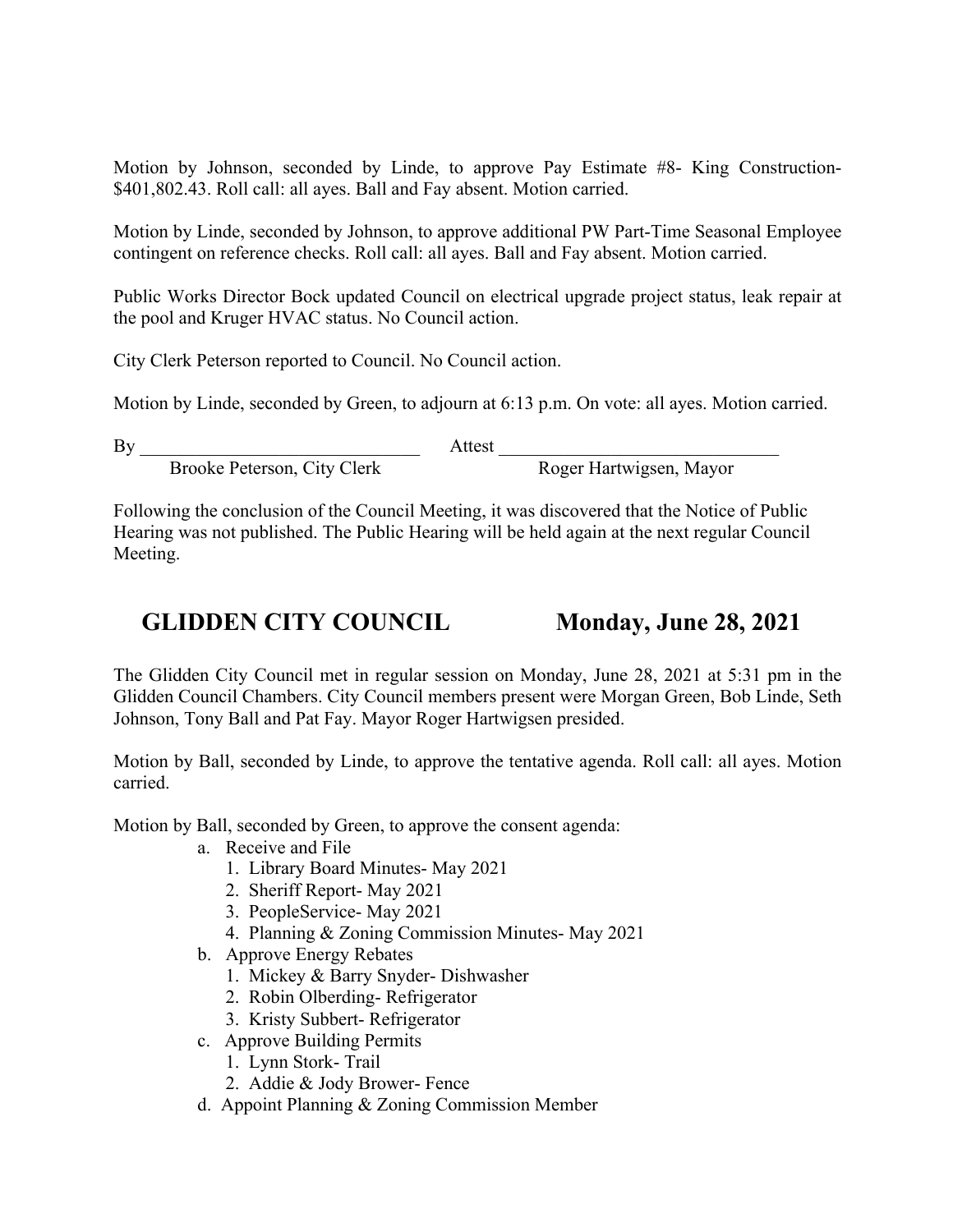Motion by Johnson, seconded by Linde, to approve Pay Estimate #8- King Construction- $401,802.43. Roll call: all ayes. Ball and Fay absent. Motion carried.

Motion by Linde, seconded by Johnson, to approve additional PW Part-Time Seasonal Employee contingent on reference checks. Roll call: all ayes. Ball and Fay absent. Motion carried.

Public Works Director Bock updated Council on electrical upgrade project status, leak repair at the pool and Kruger HVAC status. No Council action.

City Clerk Peterson reported to Council. No Council action.

Motion by Linde, seconded by Green, to adjourn at 6:13 p.m. On vote: all ayes. Motion carried.

By ______________________________ Attest ______________________________

Brooke Peterson, City Clerk Roger Hartwigsen, Mayor

Following the conclusion of the Council Meeting, it was discovered that the Notice of Public Hearing was not published. The Public Hearing will be held again at the next regular Council Meeting.

## GLIDDEN CITY COUNCIL Monday, June 28, 2021

The Glidden City Council met in regular session on Monday, June 28, 2021 at 5:31 pm in the Glidden Council Chambers. City Council members present were Morgan Green, Bob Linde, Seth Johnson, Tony Ball and Pat Fay. Mayor Roger Hartwigsen presided.

Motion by Ball, seconded by Linde, to approve the tentative agenda. Roll call: all ayes. Motion carried.

Motion by Ball, seconded by Green, to approve the consent agenda:

a. Receive and File
   1. Library Board Minutes- May 2021
   2. Sheriff Report- May 2021
   3. PeopleService- May 2021
   4. Planning & Zoning Commission Minutes- May 2021
b. Approve Energy Rebates
   1. Mickey & Barry Snyder- Dishwasher
   2. Robin Olberding- Refrigerator
   3. Kristy Subbert- Refrigerator
c. Approve Building Permits
   1. Lynn Stork- Trail
   2. Addie & Jody Brower- Fence
d. Appoint Planning & Zoning Commission Member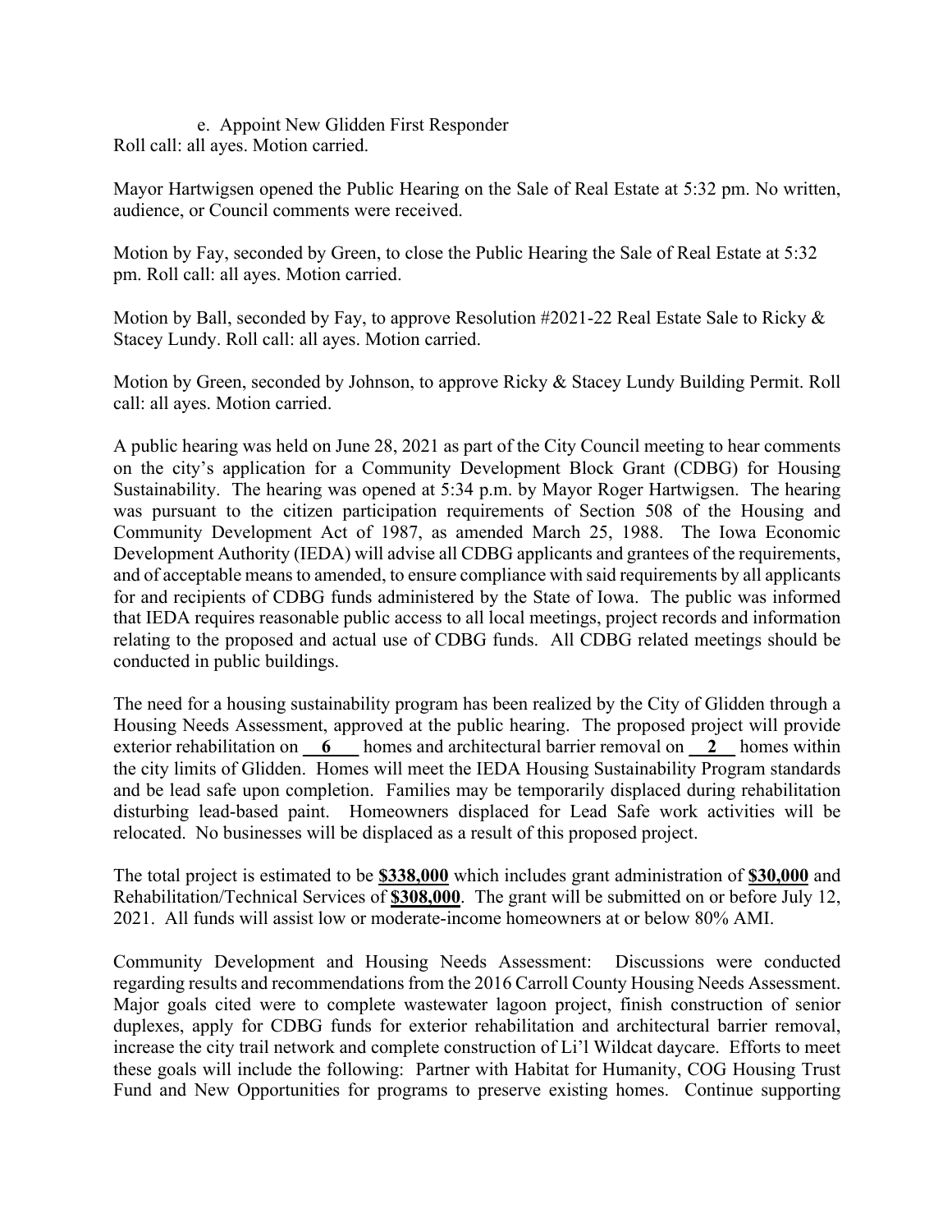e. Appoint New Glidden First Responder

Roll call: all ayes. Motion carried.

Mayor Hartwigsen opened the Public Hearing on the Sale of Real Estate at 5:32 pm. No written, audience, or Council comments were received.

Motion by Fay, seconded by Green, to close the Public Hearing the Sale of Real Estate at 5:32 pm. Roll call: all ayes. Motion carried.

Motion by Ball, seconded by Fay, to approve Resolution #2021-22 Real Estate Sale to Ricky & Stacey Lundy. Roll call: all ayes. Motion carried.

Motion by Green, seconded by Johnson, to approve Ricky & Stacey Lundy Building Permit. Roll call: all ayes. Motion carried.

A public hearing was held on June 28, 2021 as part of the City Council meeting to hear comments on the city's application for a Community Development Block Grant (CDBG) for Housing Sustainability. The hearing was opened at 5:34 p.m. by Mayor Roger Hartwigsen. The hearing was pursuant to the citizen participation requirements of Section 508 of the Housing and Community Development Act of 1987, as amended March 25, 1988. The Iowa Economic Development Authority (IEDA) will advise all CDBG applicants and grantees of the requirements, and of acceptable means to amended, to ensure compliance with said requirements by all applicants for and recipients of CDBG funds administered by the State of Iowa. The public was informed that IEDA requires reasonable public access to all local meetings, project records and information relating to the proposed and actual use of CDBG funds. All CDBG related meetings should be conducted in public buildings.

The need for a housing sustainability program has been realized by the City of Glidden through a Housing Needs Assessment, approved at the public hearing. The proposed project will provide exterior rehabilitation on **6** homes and architectural barrier removal on **2** homes within the city limits of Glidden. Homes will meet the IEDA Housing Sustainability Program standards and be lead safe upon completion. Families may be temporarily displaced during rehabilitation disturbing lead-based paint. Homeowners displaced for Lead Safe work activities will be relocated. No businesses will be displaced as a result of this proposed project.

The total project is estimated to be **$338,000** which includes grant administration of **$30,000** and Rehabilitation/Technical Services of **$308,000**. The grant will be submitted on or before July 12, 2021. All funds will assist low or moderate-income homeowners at or below 80% AMI.

Community Development and Housing Needs Assessment: Discussions were conducted regarding results and recommendations from the 2016 Carroll County Housing Needs Assessment. Major goals cited were to complete wastewater lagoon project, finish construction of senior duplexes, apply for CDBG funds for exterior rehabilitation and architectural barrier removal, increase the city trail network and complete construction of Li'l Wildcat daycare. Efforts to meet these goals will include the following: Partner with Habitat for Humanity, COG Housing Trust Fund and New Opportunities for programs to preserve existing homes. Continue supporting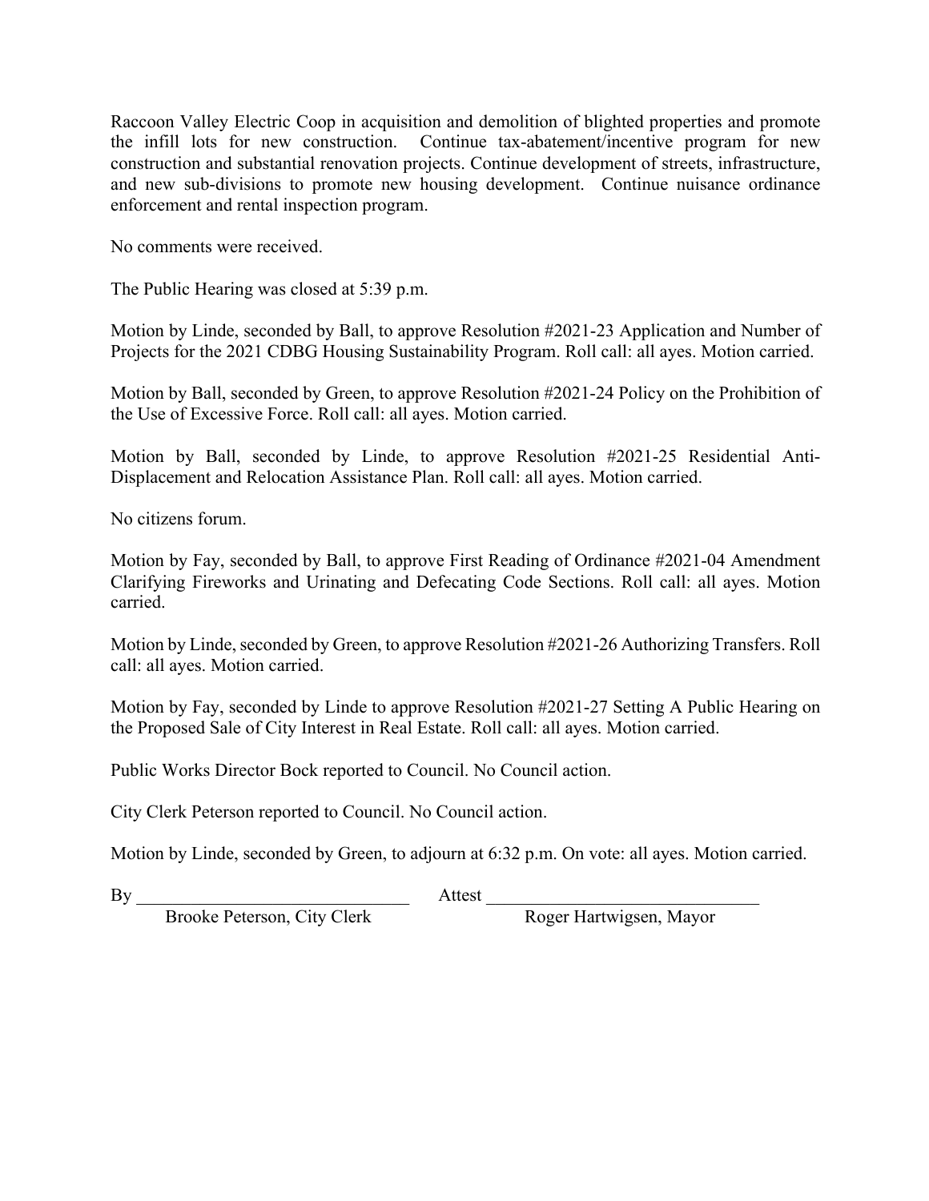Raccoon Valley Electric Coop in acquisition and demolition of blighted properties and promote the infill lots for new construction. Continue tax-abatement/incentive program for new construction and substantial renovation projects. Continue development of streets, infrastructure, and new sub-divisions to promote new housing development. Continue nuisance ordinance enforcement and rental inspection program.

No comments were received.

The Public Hearing was closed at 5:39 p.m.

Motion by Linde, seconded by Ball, to approve Resolution #2021-23 Application and Number of Projects for the 2021 CDBG Housing Sustainability Program. Roll call: all ayes. Motion carried.

Motion by Ball, seconded by Green, to approve Resolution #2021-24 Policy on the Prohibition of the Use of Excessive Force. Roll call: all ayes. Motion carried.

Motion by Ball, seconded by Linde, to approve Resolution #2021-25 Residential Anti-Displacement and Relocation Assistance Plan. Roll call: all ayes. Motion carried.

No citizens forum.

Motion by Fay, seconded by Ball, to approve First Reading of Ordinance #2021-04 Amendment Clarifying Fireworks and Urinating and Defecating Code Sections. Roll call: all ayes. Motion carried.

Motion by Linde, seconded by Green, to approve Resolution #2021-26 Authorizing Transfers. Roll call: all ayes. Motion carried.

Motion by Fay, seconded by Linde to approve Resolution #2021-27 Setting A Public Hearing on the Proposed Sale of City Interest in Real Estate. Roll call: all ayes. Motion carried.

Public Works Director Bock reported to Council. No Council action.

City Clerk Peterson reported to Council. No Council action.

Motion by Linde, seconded by Green, to adjourn at 6:32 p.m. On vote: all ayes. Motion carried.

By ______________________________ Attest ______________________________

Brooke Peterson, City Clerk Roger Hartwigsen, Mayor